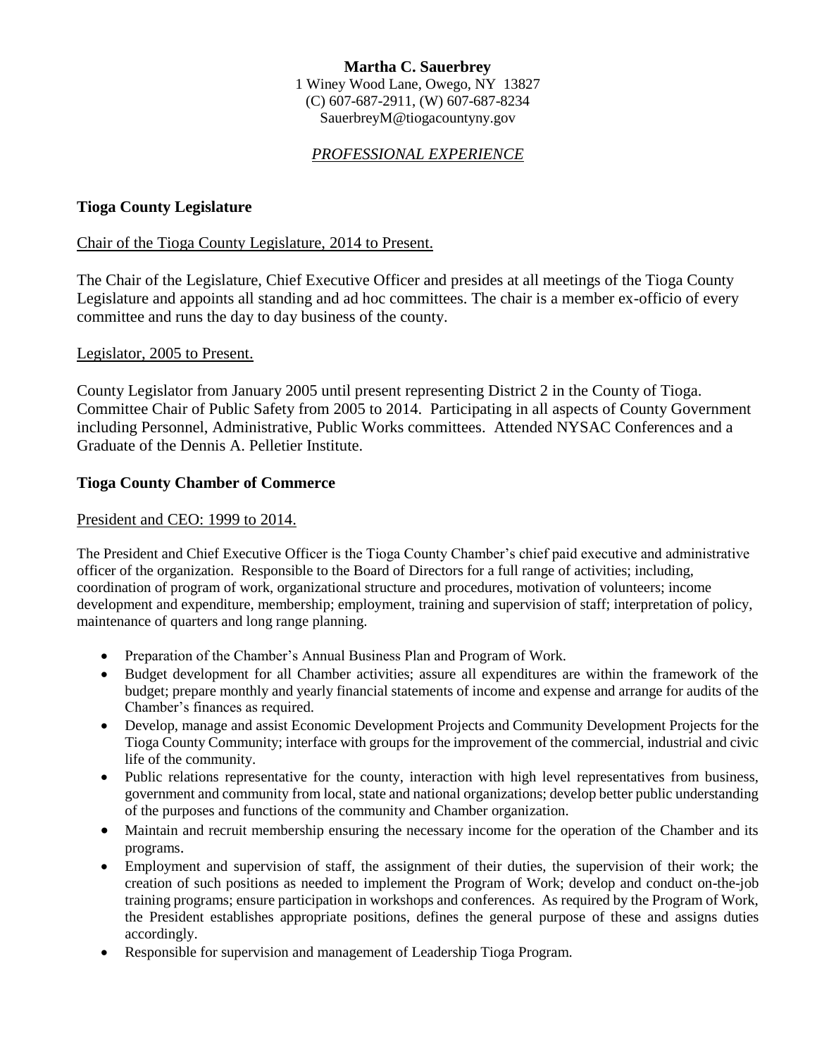**Martha C. Sauerbrey**
1 Winey Wood Lane, Owego, NY 13827
(C) 607-687-2911, (W) 607-687-8234
SauerbreyM@tiogacountyny.gov

*PROFESSIONAL EXPERIENCE*

## Tioga County Legislature

Chair of the Tioga County Legislature, 2014 to Present.

The Chair of the Legislature, Chief Executive Officer and presides at all meetings of the Tioga County Legislature and appoints all standing and ad hoc committees. The chair is a member ex-officio of every committee and runs the day to day business of the county.

Legislator, 2005 to Present.

County Legislator from January 2005 until present representing District 2 in the County of Tioga. Committee Chair of Public Safety from 2005 to 2014. Participating in all aspects of County Government including Personnel, Administrative, Public Works committees. Attended NYSAC Conferences and a Graduate of the Dennis A. Pelletier Institute.

## Tioga County Chamber of Commerce

President and CEO: 1999 to 2014.

The President and Chief Executive Officer is the Tioga County Chamber's chief paid executive and administrative officer of the organization. Responsible to the Board of Directors for a full range of activities; including, coordination of program of work, organizational structure and procedures, motivation of volunteers; income development and expenditure, membership; employment, training and supervision of staff; interpretation of policy, maintenance of quarters and long range planning.

- Preparation of the Chamber's Annual Business Plan and Program of Work.
- Budget development for all Chamber activities; assure all expenditures are within the framework of the budget; prepare monthly and yearly financial statements of income and expense and arrange for audits of the Chamber's finances as required.
- Develop, manage and assist Economic Development Projects and Community Development Projects for the Tioga County Community; interface with groups for the improvement of the commercial, industrial and civic life of the community.
- Public relations representative for the county, interaction with high level representatives from business, government and community from local, state and national organizations; develop better public understanding of the purposes and functions of the community and Chamber organization.
- Maintain and recruit membership ensuring the necessary income for the operation of the Chamber and its programs.
- Employment and supervision of staff, the assignment of their duties, the supervision of their work; the creation of such positions as needed to implement the Program of Work; develop and conduct on-the-job training programs; ensure participation in workshops and conferences. As required by the Program of Work, the President establishes appropriate positions, defines the general purpose of these and assigns duties accordingly.
- Responsible for supervision and management of Leadership Tioga Program.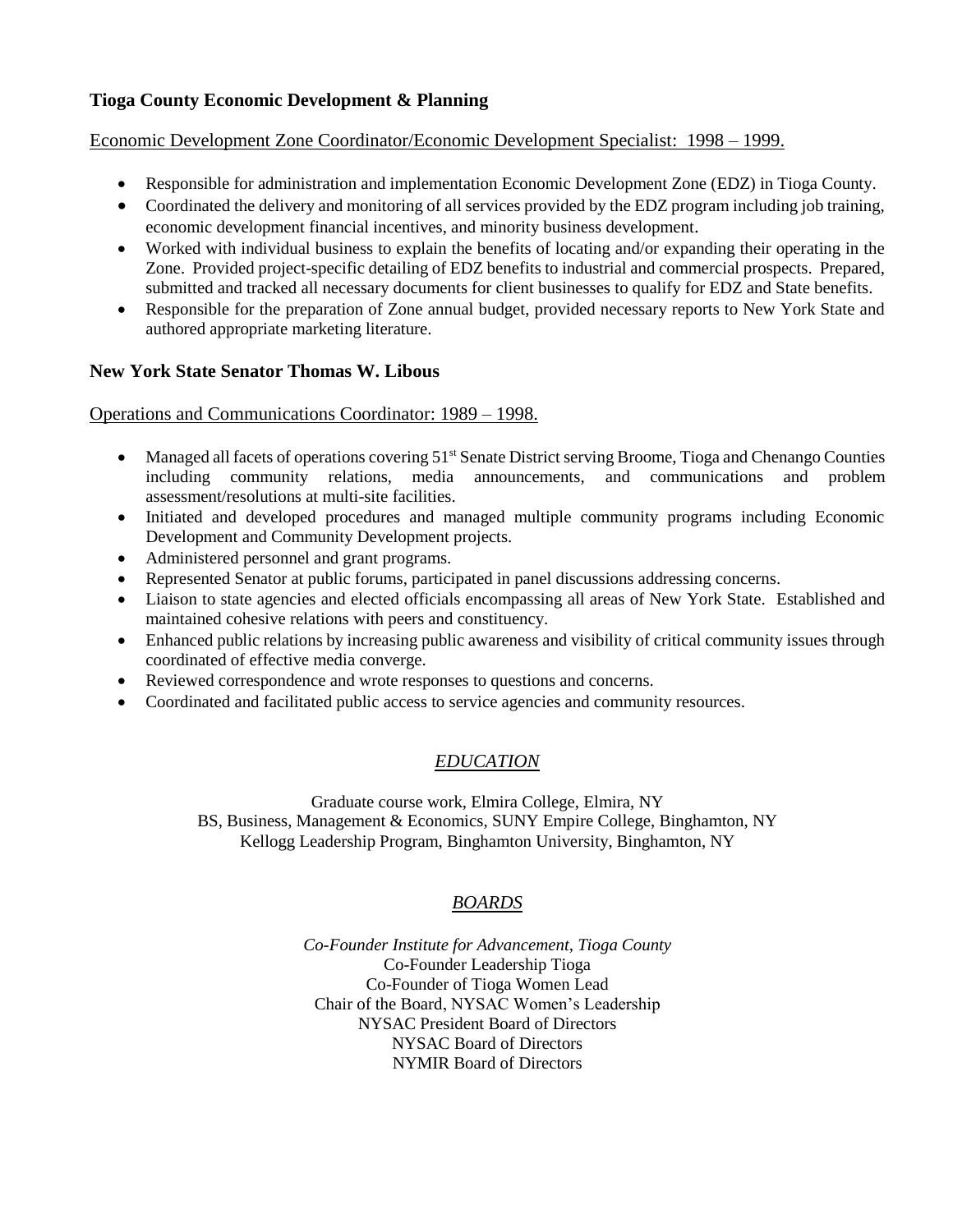### **Tioga County Economic Development & Planning**

Economic Development Zone Coordinator/Economic Development Specialist: 1998 – 1999.

- Responsible for administration and implementation Economic Development Zone (EDZ) in Tioga County.
- Coordinated the delivery and monitoring of all services provided by the EDZ program including job training, economic development financial incentives, and minority business development.
- Worked with individual business to explain the benefits of locating and/or expanding their operating in the Zone. Provided project-specific detailing of EDZ benefits to industrial and commercial prospects. Prepared, submitted and tracked all necessary documents for client businesses to qualify for EDZ and State benefits.
- Responsible for the preparation of Zone annual budget, provided necessary reports to New York State and authored appropriate marketing literature.

### **New York State Senator Thomas W. Libous**

Operations and Communications Coordinator: 1989 – 1998.

- Managed all facets of operations covering 51st Senate District serving Broome, Tioga and Chenango Counties including community relations, media announcements, and communications and problem assessment/resolutions at multi-site facilities.
- Initiated and developed procedures and managed multiple community programs including Economic Development and Community Development projects.
- Administered personnel and grant programs.
- Represented Senator at public forums, participated in panel discussions addressing concerns.
- Liaison to state agencies and elected officials encompassing all areas of New York State. Established and maintained cohesive relations with peers and constituency.
- Enhanced public relations by increasing public awareness and visibility of critical community issues through coordinated of effective media converge.
- Reviewed correspondence and wrote responses to questions and concerns.
- Coordinated and facilitated public access to service agencies and community resources.

## *EDUCATION*

Graduate course work, Elmira College, Elmira, NY
BS, Business, Management & Economics, SUNY Empire College, Binghamton, NY
Kellogg Leadership Program, Binghamton University, Binghamton, NY

## *BOARDS*

*Co-Founder Institute for Advancement, Tioga County*
Co-Founder Leadership Tioga
Co-Founder of Tioga Women Lead
Chair of the Board, NYSAC Women's Leadership
NYSAC President Board of Directors
NYSAC Board of Directors
NYMIR Board of Directors